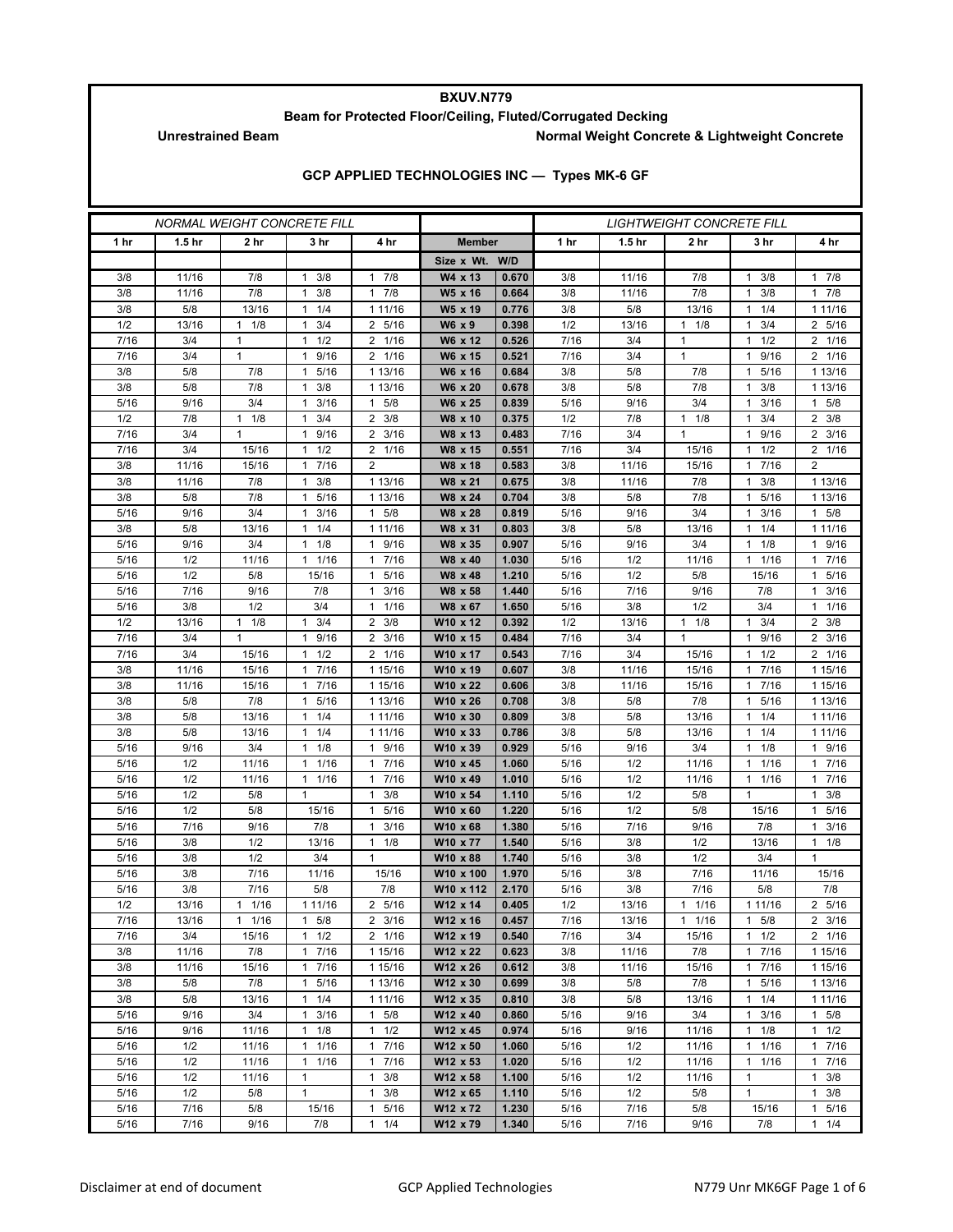# BXUV.N779

## Beam for Protected Floor/Ceiling, Fluted/Corrugated Decking

**Unrestrained Beam** — **Normal Weight Concrete & Lightweight Concrete**

### GCP APPLIED TECHNOLOGIES INC — Types MK-6 GF

| NORMAL WEIGHT CONCRETE FILL | | | | | Member | | LIGHTWEIGHT CONCRETE FILL | | | | |
|---|---|---|---|---|---|---|---|---|---|---|---|
| 1 hr | 1.5 hr | 2 hr | 3 hr | 4 hr | Size x Wt. | W/D | 1 hr | 1.5 hr | 2 hr | 3 hr | 4 hr |
| 3/8 | 11/16 | 7/8 | 1 3/8 | 1 7/8 | W4 x 13 | 0.670 | 3/8 | 11/16 | 7/8 | 1 3/8 | 1 7/8 |
| 3/8 | 11/16 | 7/8 | 1 3/8 | 1 7/8 | W5 x 16 | 0.664 | 3/8 | 11/16 | 7/8 | 1 3/8 | 1 7/8 |
| 3/8 | 5/8 | 13/16 | 1 1/4 | 1 11/16 | W5 x 19 | 0.776 | 3/8 | 5/8 | 13/16 | 1 1/4 | 1 11/16 |
| 1/2 | 13/16 | 1 1/8 | 1 3/4 | 2 5/16 | W6 x 9 | 0.398 | 1/2 | 13/16 | 1 1/8 | 1 3/4 | 2 5/16 |
| 7/16 | 3/4 | 1 | 1 1/2 | 2 1/16 | W6 x 12 | 0.526 | 7/16 | 3/4 | 1 | 1 1/2 | 2 1/16 |
| 7/16 | 3/4 | 1 | 1 9/16 | 2 1/16 | W6 x 15 | 0.521 | 7/16 | 3/4 | 1 | 1 9/16 | 2 1/16 |
| 3/8 | 5/8 | 7/8 | 1 5/16 | 1 13/16 | W6 x 16 | 0.684 | 3/8 | 5/8 | 7/8 | 1 5/16 | 1 13/16 |
| 3/8 | 5/8 | 7/8 | 1 3/8 | 1 13/16 | W6 x 20 | 0.678 | 3/8 | 5/8 | 7/8 | 1 3/8 | 1 13/16 |
| 5/16 | 9/16 | 3/4 | 1 3/16 | 1 5/8 | W6 x 25 | 0.839 | 5/16 | 9/16 | 3/4 | 1 3/16 | 1 5/8 |
| 1/2 | 7/8 | 1 1/8 | 1 3/4 | 2 3/8 | W8 x 10 | 0.375 | 1/2 | 7/8 | 1 1/8 | 1 3/4 | 2 3/8 |
| 7/16 | 3/4 | 1 | 1 9/16 | 2 3/16 | W8 x 13 | 0.483 | 7/16 | 3/4 | 1 | 1 9/16 | 2 3/16 |
| 7/16 | 3/4 | 15/16 | 1 1/2 | 2 1/16 | W8 x 15 | 0.551 | 7/16 | 3/4 | 15/16 | 1 1/2 | 2 1/16 |
| 3/8 | 11/16 | 15/16 | 1 7/16 | 2 | W8 x 18 | 0.583 | 3/8 | 11/16 | 15/16 | 1 7/16 | 2 |
| 3/8 | 11/16 | 7/8 | 1 3/8 | 1 13/16 | W8 x 21 | 0.675 | 3/8 | 11/16 | 7/8 | 1 3/8 | 1 13/16 |
| 3/8 | 5/8 | 7/8 | 1 5/16 | 1 13/16 | W8 x 24 | 0.704 | 3/8 | 5/8 | 7/8 | 1 5/16 | 1 13/16 |
| 5/16 | 9/16 | 3/4 | 1 3/16 | 1 5/8 | W8 x 28 | 0.819 | 5/16 | 9/16 | 3/4 | 1 3/16 | 1 5/8 |
| 3/8 | 5/8 | 13/16 | 1 1/4 | 1 11/16 | W8 x 31 | 0.803 | 3/8 | 5/8 | 13/16 | 1 1/4 | 1 11/16 |
| 5/16 | 9/16 | 3/4 | 1 1/8 | 1 9/16 | W8 x 35 | 0.907 | 5/16 | 9/16 | 3/4 | 1 1/8 | 1 9/16 |
| 5/16 | 1/2 | 11/16 | 1 1/16 | 1 7/16 | W8 x 40 | 1.030 | 5/16 | 1/2 | 11/16 | 1 1/16 | 1 7/16 |
| 5/16 | 1/2 | 5/8 | 15/16 | 1 5/16 | W8 x 48 | 1.210 | 5/16 | 1/2 | 5/8 | 15/16 | 1 5/16 |
| 5/16 | 7/16 | 9/16 | 7/8 | 1 3/16 | W8 x 58 | 1.440 | 5/16 | 7/16 | 9/16 | 7/8 | 1 3/16 |
| 5/16 | 3/8 | 1/2 | 3/4 | 1 1/16 | W8 x 67 | 1.650 | 5/16 | 3/8 | 1/2 | 3/4 | 1 1/16 |
| 1/2 | 13/16 | 1 1/8 | 1 3/4 | 2 3/8 | W10 x 12 | 0.392 | 1/2 | 13/16 | 1 1/8 | 1 3/4 | 2 3/8 |
| 7/16 | 3/4 | 1 | 1 9/16 | 2 3/16 | W10 x 15 | 0.484 | 7/16 | 3/4 | 1 | 1 9/16 | 2 3/16 |
| 7/16 | 3/4 | 15/16 | 1 1/2 | 2 1/16 | W10 x 17 | 0.543 | 7/16 | 3/4 | 15/16 | 1 1/2 | 2 1/16 |
| 3/8 | 11/16 | 15/16 | 1 7/16 | 1 15/16 | W10 x 19 | 0.607 | 3/8 | 11/16 | 15/16 | 1 7/16 | 1 15/16 |
| 3/8 | 11/16 | 15/16 | 1 7/16 | 1 15/16 | W10 x 22 | 0.606 | 3/8 | 11/16 | 15/16 | 1 7/16 | 1 15/16 |
| 3/8 | 5/8 | 7/8 | 1 5/16 | 1 13/16 | W10 x 26 | 0.708 | 3/8 | 5/8 | 7/8 | 1 5/16 | 1 13/16 |
| 3/8 | 5/8 | 13/16 | 1 1/4 | 1 11/16 | W10 x 30 | 0.809 | 3/8 | 5/8 | 13/16 | 1 1/4 | 1 11/16 |
| 3/8 | 5/8 | 13/16 | 1 1/4 | 1 11/16 | W10 x 33 | 0.786 | 3/8 | 5/8 | 13/16 | 1 1/4 | 1 11/16 |
| 5/16 | 9/16 | 3/4 | 1 1/8 | 1 9/16 | W10 x 39 | 0.929 | 5/16 | 9/16 | 3/4 | 1 1/8 | 1 9/16 |
| 5/16 | 1/2 | 11/16 | 1 1/16 | 1 7/16 | W10 x 45 | 1.060 | 5/16 | 1/2 | 11/16 | 1 1/16 | 1 7/16 |
| 5/16 | 1/2 | 11/16 | 1 1/16 | 1 7/16 | W10 x 49 | 1.010 | 5/16 | 1/2 | 11/16 | 1 1/16 | 1 7/16 |
| 5/16 | 1/2 | 5/8 | 1 | 1 3/8 | W10 x 54 | 1.110 | 5/16 | 1/2 | 5/8 | 1 | 1 3/8 |
| 5/16 | 1/2 | 5/8 | 15/16 | 1 5/16 | W10 x 60 | 1.220 | 5/16 | 1/2 | 5/8 | 15/16 | 1 5/16 |
| 5/16 | 7/16 | 9/16 | 7/8 | 1 3/16 | W10 x 68 | 1.380 | 5/16 | 7/16 | 9/16 | 7/8 | 1 3/16 |
| 5/16 | 3/8 | 1/2 | 13/16 | 1 1/8 | W10 x 77 | 1.540 | 5/16 | 3/8 | 1/2 | 13/16 | 1 1/8 |
| 5/16 | 3/8 | 1/2 | 3/4 | 1 | W10 x 88 | 1.740 | 5/16 | 3/8 | 1/2 | 3/4 | 1 |
| 5/16 | 3/8 | 7/16 | 11/16 | 15/16 | W10 x 100 | 1.970 | 5/16 | 3/8 | 7/16 | 11/16 | 15/16 |
| 5/16 | 3/8 | 7/16 | 5/8 | 7/8 | W10 x 112 | 2.170 | 5/16 | 3/8 | 7/16 | 5/8 | 7/8 |
| 1/2 | 13/16 | 1 1/16 | 1 11/16 | 2 5/16 | W12 x 14 | 0.405 | 1/2 | 13/16 | 1 1/16 | 1 11/16 | 2 5/16 |
| 7/16 | 13/16 | 1 1/16 | 1 5/8 | 2 3/16 | W12 x 16 | 0.457 | 7/16 | 13/16 | 1 1/16 | 1 5/8 | 2 3/16 |
| 7/16 | 3/4 | 15/16 | 1 1/2 | 2 1/16 | W12 x 19 | 0.540 | 7/16 | 3/4 | 15/16 | 1 1/2 | 2 1/16 |
| 3/8 | 11/16 | 7/8 | 1 7/16 | 1 15/16 | W12 x 22 | 0.623 | 3/8 | 11/16 | 7/8 | 1 7/16 | 1 15/16 |
| 3/8 | 11/16 | 15/16 | 1 7/16 | 1 15/16 | W12 x 26 | 0.612 | 3/8 | 11/16 | 15/16 | 1 7/16 | 1 15/16 |
| 3/8 | 5/8 | 7/8 | 1 5/16 | 1 13/16 | W12 x 30 | 0.699 | 3/8 | 5/8 | 7/8 | 1 5/16 | 1 13/16 |
| 3/8 | 5/8 | 13/16 | 1 1/4 | 1 11/16 | W12 x 35 | 0.810 | 3/8 | 5/8 | 13/16 | 1 1/4 | 1 11/16 |
| 5/16 | 9/16 | 3/4 | 1 3/16 | 1 5/8 | W12 x 40 | 0.860 | 5/16 | 9/16 | 3/4 | 1 3/16 | 1 5/8 |
| 5/16 | 9/16 | 11/16 | 1 1/8 | 1 1/2 | W12 x 45 | 0.974 | 5/16 | 9/16 | 11/16 | 1 1/8 | 1 1/2 |
| 5/16 | 1/2 | 11/16 | 1 1/16 | 1 7/16 | W12 x 50 | 1.060 | 5/16 | 1/2 | 11/16 | 1 1/16 | 1 7/16 |
| 5/16 | 1/2 | 11/16 | 1 1/16 | 1 7/16 | W12 x 53 | 1.020 | 5/16 | 1/2 | 11/16 | 1 1/16 | 1 7/16 |
| 5/16 | 1/2 | 11/16 | 1 | 1 3/8 | W12 x 58 | 1.100 | 5/16 | 1/2 | 11/16 | 1 | 1 3/8 |
| 5/16 | 1/2 | 5/8 | 1 | 1 3/8 | W12 x 65 | 1.110 | 5/16 | 1/2 | 5/8 | 1 | 1 3/8 |
| 5/16 | 7/16 | 5/8 | 15/16 | 1 5/16 | W12 x 72 | 1.230 | 5/16 | 7/16 | 5/8 | 15/16 | 1 5/16 |
| 5/16 | 7/16 | 9/16 | 7/8 | 1 1/4 | W12 x 79 | 1.340 | 5/16 | 7/16 | 9/16 | 7/8 | 1 1/4 |

Disclaimer at end of document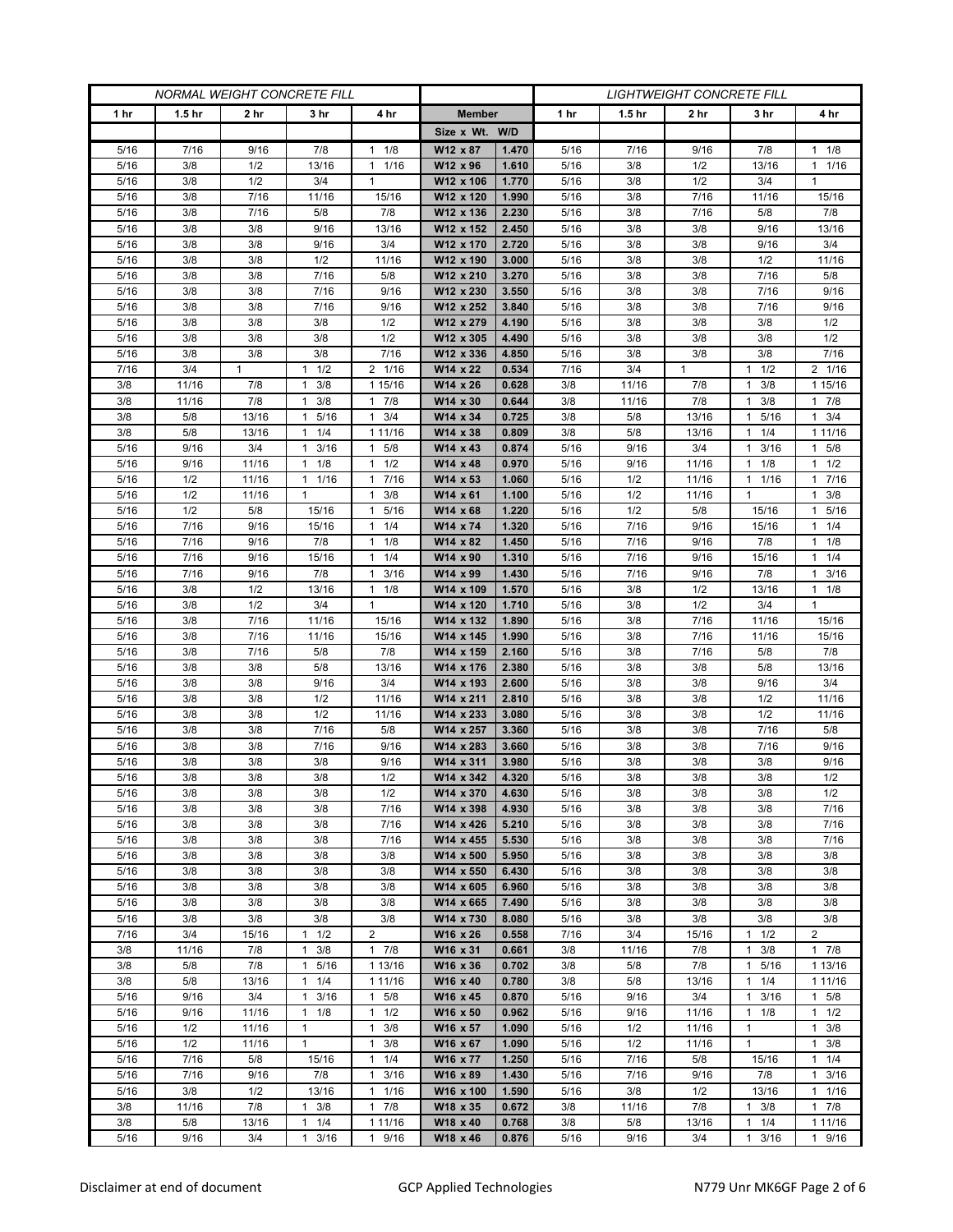| NORMAL WEIGHT CONCRETE FILL | | | | | | | LIGHTWEIGHT CONCRETE FILL | | | | |
|---|---|---|---|---|---|---|---|---|---|---|---|
| 1 hr | 1.5 hr | 2 hr | 3 hr | 4 hr | Member | | 1 hr | 1.5 hr | 2 hr | 3 hr | 4 hr |
| | | | | | Size x Wt. | W/D | | | | | |
| 5/16 | 7/16 | 9/16 | 7/8 | 1 1/8 | W12 x 87 | 1.470 | 5/16 | 7/16 | 9/16 | 7/8 | 1 1/8 |
| 5/16 | 3/8 | 1/2 | 13/16 | 1 1/16 | W12 x 96 | 1.610 | 5/16 | 3/8 | 1/2 | 13/16 | 1 1/16 |
| 5/16 | 3/8 | 1/2 | 3/4 | 1 | W12 x 106 | 1.770 | 5/16 | 3/8 | 1/2 | 3/4 | 1 |
| 5/16 | 3/8 | 7/16 | 11/16 | 15/16 | W12 x 120 | 1.990 | 5/16 | 3/8 | 7/16 | 11/16 | 15/16 |
| 5/16 | 3/8 | 7/16 | 5/8 | 7/8 | W12 x 136 | 2.230 | 5/16 | 3/8 | 7/16 | 5/8 | 7/8 |
| 5/16 | 3/8 | 3/8 | 9/16 | 13/16 | W12 x 152 | 2.450 | 5/16 | 3/8 | 3/8 | 9/16 | 13/16 |
| 5/16 | 3/8 | 3/8 | 9/16 | 3/4 | W12 x 170 | 2.720 | 5/16 | 3/8 | 3/8 | 9/16 | 3/4 |
| 5/16 | 3/8 | 3/8 | 1/2 | 11/16 | W12 x 190 | 3.000 | 5/16 | 3/8 | 3/8 | 1/2 | 11/16 |
| 5/16 | 3/8 | 3/8 | 7/16 | 5/8 | W12 x 210 | 3.270 | 5/16 | 3/8 | 3/8 | 7/16 | 5/8 |
| 5/16 | 3/8 | 3/8 | 7/16 | 9/16 | W12 x 230 | 3.550 | 5/16 | 3/8 | 3/8 | 7/16 | 9/16 |
| 5/16 | 3/8 | 3/8 | 7/16 | 9/16 | W12 x 252 | 3.840 | 5/16 | 3/8 | 3/8 | 7/16 | 9/16 |
| 5/16 | 3/8 | 3/8 | 3/8 | 1/2 | W12 x 279 | 4.190 | 5/16 | 3/8 | 3/8 | 3/8 | 1/2 |
| 5/16 | 3/8 | 3/8 | 3/8 | 1/2 | W12 x 305 | 4.490 | 5/16 | 3/8 | 3/8 | 3/8 | 1/2 |
| 5/16 | 3/8 | 3/8 | 3/8 | 7/16 | W12 x 336 | 4.850 | 5/16 | 3/8 | 3/8 | 3/8 | 7/16 |
| 7/16 | 3/4 | 1 | 1 1/2 | 2 1/16 | W14 x 22 | 0.534 | 7/16 | 3/4 | 1 | 1 1/2 | 2 1/16 |
| 3/8 | 11/16 | 7/8 | 1 3/8 | 1 15/16 | W14 x 26 | 0.628 | 3/8 | 11/16 | 7/8 | 1 3/8 | 1 15/16 |
| 3/8 | 11/16 | 7/8 | 1 3/8 | 1 7/8 | W14 x 30 | 0.644 | 3/8 | 11/16 | 7/8 | 1 3/8 | 1 7/8 |
| 3/8 | 5/8 | 13/16 | 1 5/16 | 1 3/4 | W14 x 34 | 0.725 | 3/8 | 5/8 | 13/16 | 1 5/16 | 1 3/4 |
| 3/8 | 5/8 | 13/16 | 1 1/4 | 1 11/16 | W14 x 38 | 0.809 | 3/8 | 5/8 | 13/16 | 1 1/4 | 1 11/16 |
| 5/16 | 9/16 | 3/4 | 1 3/16 | 1 5/8 | W14 x 43 | 0.874 | 5/16 | 9/16 | 3/4 | 1 3/16 | 1 5/8 |
| 5/16 | 9/16 | 11/16 | 1 1/8 | 1 1/2 | W14 x 48 | 0.970 | 5/16 | 9/16 | 11/16 | 1 1/8 | 1 1/2 |
| 5/16 | 1/2 | 11/16 | 1 1/16 | 1 7/16 | W14 x 53 | 1.060 | 5/16 | 1/2 | 11/16 | 1 1/16 | 1 7/16 |
| 5/16 | 1/2 | 11/16 | 1 | 1 3/8 | W14 x 61 | 1.100 | 5/16 | 1/2 | 11/16 | 1 | 1 3/8 |
| 5/16 | 1/2 | 5/8 | 15/16 | 1 5/16 | W14 x 68 | 1.220 | 5/16 | 1/2 | 5/8 | 15/16 | 1 5/16 |
| 5/16 | 7/16 | 9/16 | 15/16 | 1 1/4 | W14 x 74 | 1.320 | 5/16 | 7/16 | 9/16 | 15/16 | 1 1/4 |
| 5/16 | 7/16 | 9/16 | 7/8 | 1 1/8 | W14 x 82 | 1.450 | 5/16 | 7/16 | 9/16 | 7/8 | 1 1/8 |
| 5/16 | 7/16 | 9/16 | 15/16 | 1 1/4 | W14 x 90 | 1.310 | 5/16 | 7/16 | 9/16 | 15/16 | 1 1/4 |
| 5/16 | 7/16 | 9/16 | 7/8 | 1 3/16 | W14 x 99 | 1.430 | 5/16 | 7/16 | 9/16 | 7/8 | 1 3/16 |
| 5/16 | 3/8 | 1/2 | 13/16 | 1 1/8 | W14 x 109 | 1.570 | 5/16 | 3/8 | 1/2 | 13/16 | 1 1/8 |
| 5/16 | 3/8 | 1/2 | 3/4 | 1 | W14 x 120 | 1.710 | 5/16 | 3/8 | 1/2 | 3/4 | 1 |
| 5/16 | 3/8 | 7/16 | 11/16 | 15/16 | W14 x 132 | 1.890 | 5/16 | 3/8 | 7/16 | 11/16 | 15/16 |
| 5/16 | 3/8 | 7/16 | 11/16 | 15/16 | W14 x 145 | 1.990 | 5/16 | 3/8 | 7/16 | 11/16 | 15/16 |
| 5/16 | 3/8 | 7/16 | 5/8 | 7/8 | W14 x 159 | 2.160 | 5/16 | 3/8 | 7/16 | 5/8 | 7/8 |
| 5/16 | 3/8 | 3/8 | 5/8 | 13/16 | W14 x 176 | 2.380 | 5/16 | 3/8 | 3/8 | 5/8 | 13/16 |
| 5/16 | 3/8 | 3/8 | 9/16 | 3/4 | W14 x 193 | 2.600 | 5/16 | 3/8 | 3/8 | 9/16 | 3/4 |
| 5/16 | 3/8 | 3/8 | 1/2 | 11/16 | W14 x 211 | 2.810 | 5/16 | 3/8 | 3/8 | 1/2 | 11/16 |
| 5/16 | 3/8 | 3/8 | 1/2 | 11/16 | W14 x 233 | 3.080 | 5/16 | 3/8 | 3/8 | 1/2 | 11/16 |
| 5/16 | 3/8 | 3/8 | 7/16 | 5/8 | W14 x 257 | 3.360 | 5/16 | 3/8 | 3/8 | 7/16 | 5/8 |
| 5/16 | 3/8 | 3/8 | 7/16 | 9/16 | W14 x 283 | 3.660 | 5/16 | 3/8 | 3/8 | 7/16 | 9/16 |
| 5/16 | 3/8 | 3/8 | 3/8 | 9/16 | W14 x 311 | 3.980 | 5/16 | 3/8 | 3/8 | 3/8 | 9/16 |
| 5/16 | 3/8 | 3/8 | 3/8 | 1/2 | W14 x 342 | 4.320 | 5/16 | 3/8 | 3/8 | 3/8 | 1/2 |
| 5/16 | 3/8 | 3/8 | 3/8 | 1/2 | W14 x 370 | 4.630 | 5/16 | 3/8 | 3/8 | 3/8 | 1/2 |
| 5/16 | 3/8 | 3/8 | 3/8 | 7/16 | W14 x 398 | 4.930 | 5/16 | 3/8 | 3/8 | 3/8 | 7/16 |
| 5/16 | 3/8 | 3/8 | 3/8 | 7/16 | W14 x 426 | 5.210 | 5/16 | 3/8 | 3/8 | 3/8 | 7/16 |
| 5/16 | 3/8 | 3/8 | 3/8 | 7/16 | W14 x 455 | 5.530 | 5/16 | 3/8 | 3/8 | 3/8 | 7/16 |
| 5/16 | 3/8 | 3/8 | 3/8 | 3/8 | W14 x 500 | 5.950 | 5/16 | 3/8 | 3/8 | 3/8 | 3/8 |
| 5/16 | 3/8 | 3/8 | 3/8 | 3/8 | W14 x 550 | 6.430 | 5/16 | 3/8 | 3/8 | 3/8 | 3/8 |
| 5/16 | 3/8 | 3/8 | 3/8 | 3/8 | W14 x 605 | 6.960 | 5/16 | 3/8 | 3/8 | 3/8 | 3/8 |
| 5/16 | 3/8 | 3/8 | 3/8 | 3/8 | W14 x 665 | 7.490 | 5/16 | 3/8 | 3/8 | 3/8 | 3/8 |
| 5/16 | 3/8 | 3/8 | 3/8 | 3/8 | W14 x 730 | 8.080 | 5/16 | 3/8 | 3/8 | 3/8 | 3/8 |
| 7/16 | 3/4 | 15/16 | 1 1/2 | 2 | W16 x 26 | 0.558 | 7/16 | 3/4 | 15/16 | 1 1/2 | 2 |
| 3/8 | 11/16 | 7/8 | 1 3/8 | 1 7/8 | W16 x 31 | 0.661 | 3/8 | 11/16 | 7/8 | 1 3/8 | 1 7/8 |
| 3/8 | 5/8 | 7/8 | 1 5/16 | 1 13/16 | W16 x 36 | 0.702 | 3/8 | 5/8 | 7/8 | 1 5/16 | 1 13/16 |
| 3/8 | 5/8 | 13/16 | 1 1/4 | 1 11/16 | W16 x 40 | 0.780 | 3/8 | 5/8 | 13/16 | 1 1/4 | 1 11/16 |
| 5/16 | 9/16 | 3/4 | 1 3/16 | 1 5/8 | W16 x 45 | 0.870 | 5/16 | 9/16 | 3/4 | 1 3/16 | 1 5/8 |
| 5/16 | 9/16 | 11/16 | 1 1/8 | 1 1/2 | W16 x 50 | 0.962 | 5/16 | 9/16 | 11/16 | 1 1/8 | 1 1/2 |
| 5/16 | 1/2 | 11/16 | 1 | 1 3/8 | W16 x 57 | 1.090 | 5/16 | 1/2 | 11/16 | 1 | 1 3/8 |
| 5/16 | 1/2 | 11/16 | 1 | 1 3/8 | W16 x 67 | 1.090 | 5/16 | 1/2 | 11/16 | 1 | 1 3/8 |
| 5/16 | 7/16 | 5/8 | 15/16 | 1 1/4 | W16 x 77 | 1.250 | 5/16 | 7/16 | 5/8 | 15/16 | 1 1/4 |
| 5/16 | 7/16 | 9/16 | 7/8 | 1 3/16 | W16 x 89 | 1.430 | 5/16 | 7/16 | 9/16 | 7/8 | 1 3/16 |
| 5/16 | 3/8 | 1/2 | 13/16 | 1 1/16 | W16 x 100 | 1.590 | 5/16 | 3/8 | 1/2 | 13/16 | 1 1/16 |
| 3/8 | 11/16 | 7/8 | 1 3/8 | 1 7/8 | W18 x 35 | 0.672 | 3/8 | 11/16 | 7/8 | 1 3/8 | 1 7/8 |
| 3/8 | 5/8 | 13/16 | 1 1/4 | 1 11/16 | W18 x 40 | 0.768 | 3/8 | 5/8 | 13/16 | 1 1/4 | 1 11/16 |
| 5/16 | 9/16 | 3/4 | 1 3/16 | 1 9/16 | W18 x 46 | 0.876 | 5/16 | 9/16 | 3/4 | 1 3/16 | 1 9/16 |

Disclaimer at end of document GCP Applied Technologies N779 Unr MK6GF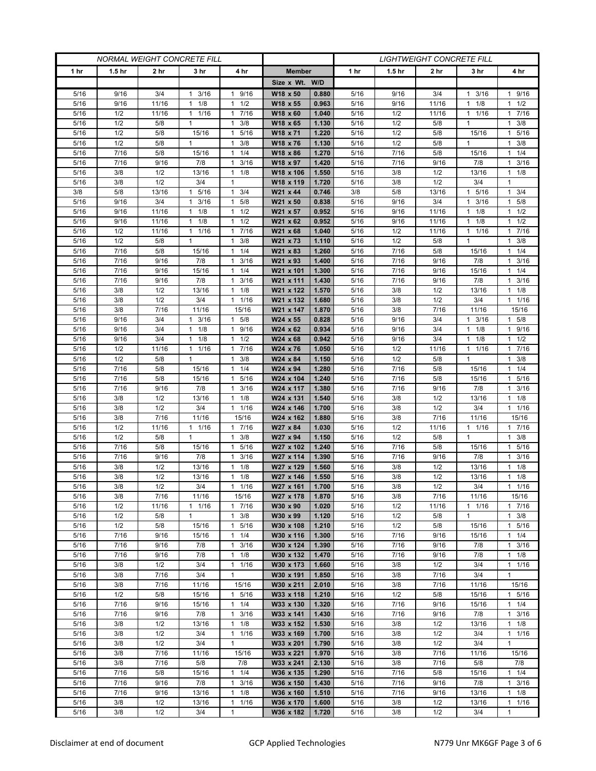| NORMAL WEIGHT CONCRETE FILL | | | | | | | LIGHTWEIGHT CONCRETE FILL | | | | |
|---|---|---|---|---|---|---|---|---|---|---|---|
| 1 hr | 1.5 hr | 2 hr | 3 hr | 4 hr | Member | | 1 hr | 1.5 hr | 2 hr | 3 hr | 4 hr |
| | | | | | Size x Wt. | W/D | | | | | |
| 5/16 | 9/16 | 3/4 | 1 3/16 | 1 9/16 | W18 x 50 | 0.880 | 5/16 | 9/16 | 3/4 | 1 3/16 | 1 9/16 |
| 5/16 | 9/16 | 11/16 | 1 1/8 | 1 1/2 | W18 x 55 | 0.963 | 5/16 | 9/16 | 11/16 | 1 1/8 | 1 1/2 |
| 5/16 | 1/2 | 11/16 | 1 1/16 | 1 7/16 | W18 x 60 | 1.040 | 5/16 | 1/2 | 11/16 | 1 1/16 | 1 7/16 |
| 5/16 | 1/2 | 5/8 | 1 | 1 3/8 | W18 x 65 | 1.130 | 5/16 | 1/2 | 5/8 | 1 | 1 3/8 |
| 5/16 | 1/2 | 5/8 | 15/16 | 1 5/16 | W18 x 71 | 1.220 | 5/16 | 1/2 | 5/8 | 15/16 | 1 5/16 |
| 5/16 | 1/2 | 5/8 | 1 | 1 3/8 | W18 x 76 | 1.130 | 5/16 | 1/2 | 5/8 | 1 | 1 3/8 |
| 5/16 | 7/16 | 5/8 | 15/16 | 1 1/4 | W18 x 86 | 1.270 | 5/16 | 7/16 | 5/8 | 15/16 | 1 1/4 |
| 5/16 | 7/16 | 9/16 | 7/8 | 1 3/16 | W18 x 97 | 1.420 | 5/16 | 7/16 | 9/16 | 7/8 | 1 3/16 |
| 5/16 | 3/8 | 1/2 | 13/16 | 1 1/8 | W18 x 106 | 1.550 | 5/16 | 3/8 | 1/2 | 13/16 | 1 1/8 |
| 5/16 | 3/8 | 1/2 | 3/4 | 1 | W18 x 119 | 1.720 | 5/16 | 3/8 | 1/2 | 3/4 | 1 |
| 3/8 | 5/8 | 13/16 | 1 5/16 | 1 3/4 | W21 x 44 | 0.746 | 3/8 | 5/8 | 13/16 | 1 5/16 | 1 3/4 |
| 5/16 | 9/16 | 3/4 | 1 3/16 | 1 5/8 | W21 x 50 | 0.838 | 5/16 | 9/16 | 3/4 | 1 3/16 | 1 5/8 |
| 5/16 | 9/16 | 11/16 | 1 1/8 | 1 1/2 | W21 x 57 | 0.952 | 5/16 | 9/16 | 11/16 | 1 1/8 | 1 1/2 |
| 5/16 | 9/16 | 11/16 | 1 1/8 | 1 1/2 | W21 x 62 | 0.952 | 5/16 | 9/16 | 11/16 | 1 1/8 | 1 1/2 |
| 5/16 | 1/2 | 11/16 | 1 1/16 | 1 7/16 | W21 x 68 | 1.040 | 5/16 | 1/2 | 11/16 | 1 1/16 | 1 7/16 |
| 5/16 | 1/2 | 5/8 | 1 | 1 3/8 | W21 x 73 | 1.110 | 5/16 | 1/2 | 5/8 | 1 | 1 3/8 |
| 5/16 | 7/16 | 5/8 | 15/16 | 1 1/4 | W21 x 83 | 1.260 | 5/16 | 7/16 | 5/8 | 15/16 | 1 1/4 |
| 5/16 | 7/16 | 9/16 | 7/8 | 1 3/16 | W21 x 93 | 1.400 | 5/16 | 7/16 | 9/16 | 7/8 | 1 3/16 |
| 5/16 | 7/16 | 9/16 | 15/16 | 1 1/4 | W21 x 101 | 1.300 | 5/16 | 7/16 | 9/16 | 15/16 | 1 1/4 |
| 5/16 | 7/16 | 9/16 | 7/8 | 1 3/16 | W21 x 111 | 1.430 | 5/16 | 7/16 | 9/16 | 7/8 | 1 3/16 |
| 5/16 | 3/8 | 1/2 | 13/16 | 1 1/8 | W21 x 122 | 1.570 | 5/16 | 3/8 | 1/2 | 13/16 | 1 1/8 |
| 5/16 | 3/8 | 1/2 | 3/4 | 1 1/16 | W21 x 132 | 1.680 | 5/16 | 3/8 | 1/2 | 3/4 | 1 1/16 |
| 5/16 | 3/8 | 7/16 | 11/16 | 15/16 | W21 x 147 | 1.870 | 5/16 | 3/8 | 7/16 | 11/16 | 15/16 |
| 5/16 | 9/16 | 3/4 | 1 3/16 | 1 5/8 | W24 x 55 | 0.828 | 5/16 | 9/16 | 3/4 | 1 3/16 | 1 5/8 |
| 5/16 | 9/16 | 3/4 | 1 1/8 | 1 9/16 | W24 x 62 | 0.934 | 5/16 | 9/16 | 3/4 | 1 1/8 | 1 9/16 |
| 5/16 | 9/16 | 3/4 | 1 1/8 | 1 1/2 | W24 x 68 | 0.942 | 5/16 | 9/16 | 3/4 | 1 1/8 | 1 1/2 |
| 5/16 | 1/2 | 11/16 | 1 1/16 | 1 7/16 | W24 x 76 | 1.050 | 5/16 | 1/2 | 11/16 | 1 1/16 | 1 7/16 |
| 5/16 | 1/2 | 5/8 | 1 | 1 3/8 | W24 x 84 | 1.150 | 5/16 | 1/2 | 5/8 | 1 | 1 3/8 |
| 5/16 | 7/16 | 5/8 | 15/16 | 1 1/4 | W24 x 94 | 1.280 | 5/16 | 7/16 | 5/8 | 15/16 | 1 1/4 |
| 5/16 | 7/16 | 5/8 | 15/16 | 1 5/16 | W24 x 104 | 1.240 | 5/16 | 7/16 | 5/8 | 15/16 | 1 5/16 |
| 5/16 | 7/16 | 9/16 | 7/8 | 1 3/16 | W24 x 117 | 1.380 | 5/16 | 7/16 | 9/16 | 7/8 | 1 3/16 |
| 5/16 | 3/8 | 1/2 | 13/16 | 1 1/8 | W24 x 131 | 1.540 | 5/16 | 3/8 | 1/2 | 13/16 | 1 1/8 |
| 5/16 | 3/8 | 1/2 | 3/4 | 1 1/16 | W24 x 146 | 1.700 | 5/16 | 3/8 | 1/2 | 3/4 | 1 1/16 |
| 5/16 | 3/8 | 7/16 | 11/16 | 15/16 | W24 x 162 | 1.880 | 5/16 | 3/8 | 7/16 | 11/16 | 15/16 |
| 5/16 | 1/2 | 11/16 | 1 1/16 | 1 7/16 | W27 x 84 | 1.030 | 5/16 | 1/2 | 11/16 | 1 1/16 | 1 7/16 |
| 5/16 | 1/2 | 5/8 | 1 | 1 3/8 | W27 x 94 | 1.150 | 5/16 | 1/2 | 5/8 | 1 | 1 3/8 |
| 5/16 | 7/16 | 5/8 | 15/16 | 1 5/16 | W27 x 102 | 1.240 | 5/16 | 7/16 | 5/8 | 15/16 | 1 5/16 |
| 5/16 | 7/16 | 9/16 | 7/8 | 1 3/16 | W27 x 114 | 1.390 | 5/16 | 7/16 | 9/16 | 7/8 | 1 3/16 |
| 5/16 | 3/8 | 1/2 | 13/16 | 1 1/8 | W27 x 129 | 1.560 | 5/16 | 3/8 | 1/2 | 13/16 | 1 1/8 |
| 5/16 | 3/8 | 1/2 | 13/16 | 1 1/8 | W27 x 146 | 1.550 | 5/16 | 3/8 | 1/2 | 13/16 | 1 1/8 |
| 5/16 | 3/8 | 1/2 | 3/4 | 1 1/16 | W27 x 161 | 1.700 | 5/16 | 3/8 | 1/2 | 3/4 | 1 1/16 |
| 5/16 | 3/8 | 7/16 | 11/16 | 15/16 | W27 x 178 | 1.870 | 5/16 | 3/8 | 7/16 | 11/16 | 15/16 |
| 5/16 | 1/2 | 11/16 | 1 1/16 | 1 7/16 | W30 x 90 | 1.020 | 5/16 | 1/2 | 11/16 | 1 1/16 | 1 7/16 |
| 5/16 | 1/2 | 5/8 | 1 | 1 3/8 | W30 x 99 | 1.120 | 5/16 | 1/2 | 5/8 | 1 | 1 3/8 |
| 5/16 | 1/2 | 5/8 | 15/16 | 1 5/16 | W30 x 108 | 1.210 | 5/16 | 1/2 | 5/8 | 15/16 | 1 5/16 |
| 5/16 | 7/16 | 9/16 | 15/16 | 1 1/4 | W30 x 116 | 1.300 | 5/16 | 7/16 | 9/16 | 15/16 | 1 1/4 |
| 5/16 | 7/16 | 9/16 | 7/8 | 1 3/16 | W30 x 124 | 1.390 | 5/16 | 7/16 | 9/16 | 7/8 | 1 3/16 |
| 5/16 | 7/16 | 9/16 | 7/8 | 1 1/8 | W30 x 132 | 1.470 | 5/16 | 7/16 | 9/16 | 7/8 | 1 1/8 |
| 5/16 | 3/8 | 1/2 | 3/4 | 1 1/16 | W30 x 173 | 1.660 | 5/16 | 3/8 | 1/2 | 3/4 | 1 1/16 |
| 5/16 | 3/8 | 7/16 | 3/4 | 1 | W30 x 191 | 1.850 | 5/16 | 3/8 | 7/16 | 3/4 | 1 |
| 5/16 | 3/8 | 7/16 | 11/16 | 15/16 | W30 x 211 | 2.010 | 5/16 | 3/8 | 7/16 | 11/16 | 15/16 |
| 5/16 | 1/2 | 5/8 | 15/16 | 1 5/16 | W33 x 118 | 1.210 | 5/16 | 1/2 | 5/8 | 15/16 | 1 5/16 |
| 5/16 | 7/16 | 9/16 | 15/16 | 1 1/4 | W33 x 130 | 1.320 | 5/16 | 7/16 | 9/16 | 15/16 | 1 1/4 |
| 5/16 | 7/16 | 9/16 | 7/8 | 1 3/16 | W33 x 141 | 1.430 | 5/16 | 7/16 | 9/16 | 7/8 | 1 3/16 |
| 5/16 | 3/8 | 1/2 | 13/16 | 1 1/8 | W33 x 152 | 1.530 | 5/16 | 3/8 | 1/2 | 13/16 | 1 1/8 |
| 5/16 | 3/8 | 1/2 | 3/4 | 1 1/16 | W33 x 169 | 1.700 | 5/16 | 3/8 | 1/2 | 3/4 | 1 1/16 |
| 5/16 | 3/8 | 1/2 | 3/4 | 1 | W33 x 201 | 1.790 | 5/16 | 3/8 | 1/2 | 3/4 | 1 |
| 5/16 | 3/8 | 7/16 | 11/16 | 15/16 | W33 x 221 | 1.970 | 5/16 | 3/8 | 7/16 | 11/16 | 15/16 |
| 5/16 | 3/8 | 7/16 | 5/8 | 7/8 | W33 x 241 | 2.130 | 5/16 | 3/8 | 7/16 | 5/8 | 7/8 |
| 5/16 | 7/16 | 5/8 | 15/16 | 1 1/4 | W36 x 135 | 1.290 | 5/16 | 7/16 | 5/8 | 15/16 | 1 1/4 |
| 5/16 | 7/16 | 9/16 | 7/8 | 1 3/16 | W36 x 150 | 1.430 | 5/16 | 7/16 | 9/16 | 7/8 | 1 3/16 |
| 5/16 | 7/16 | 9/16 | 13/16 | 1 1/8 | W36 x 160 | 1.510 | 5/16 | 7/16 | 9/16 | 13/16 | 1 1/8 |
| 5/16 | 3/8 | 1/2 | 13/16 | 1 1/16 | W36 x 170 | 1.600 | 5/16 | 3/8 | 1/2 | 13/16 | 1 1/16 |
| 5/16 | 3/8 | 1/2 | 3/4 | 1 | W36 x 182 | 1.720 | 5/16 | 3/8 | 1/2 | 3/4 | 1 |

Disclaimer at end of document GCP Applied Technologies N779 Unr MK6GF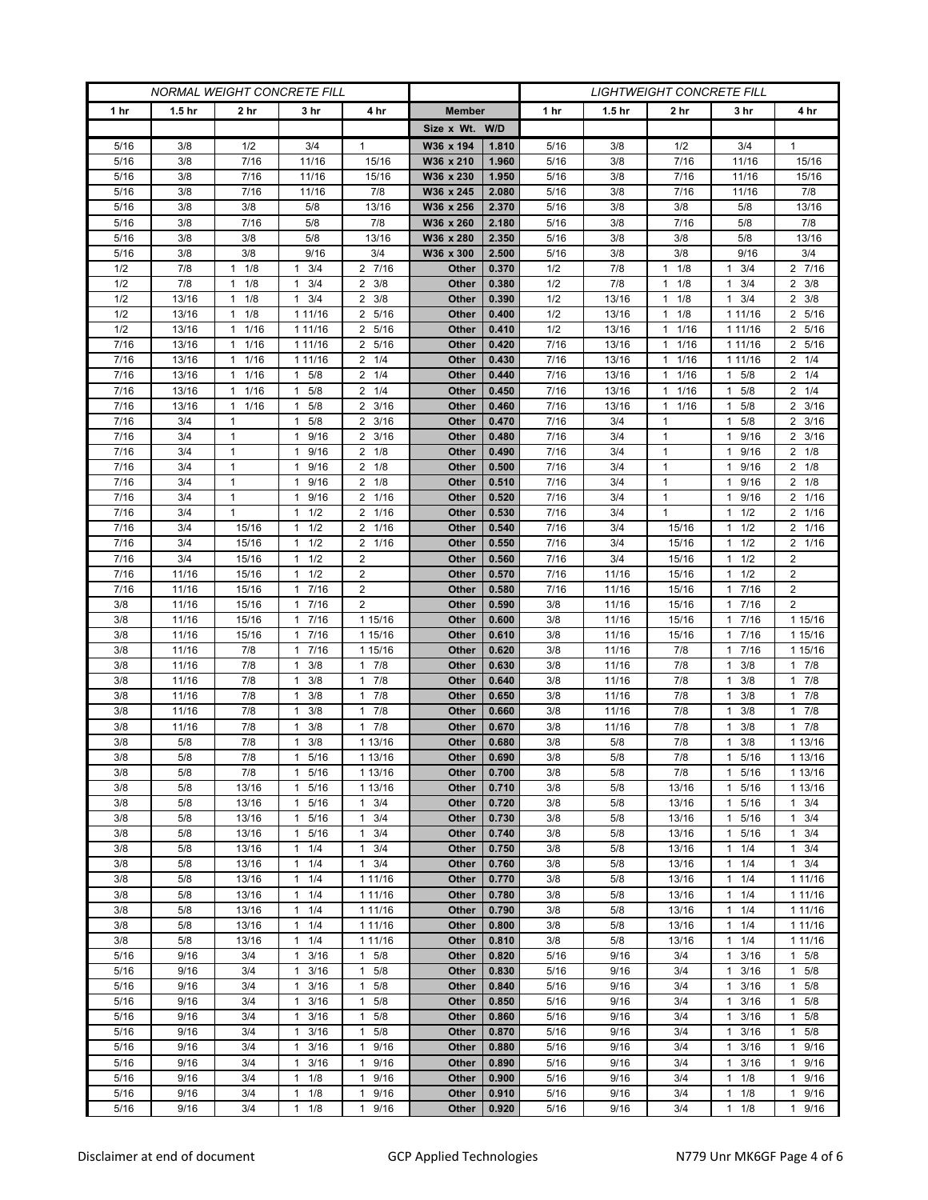| NORMAL WEIGHT CONCRETE FILL | | | | | | | LIGHTWEIGHT CONCRETE FILL | | | | |
|---|---|---|---|---|---|---|---|---|---|---|---|
| 1 hr | 1.5 hr | 2 hr | 3 hr | 4 hr | Member | | 1 hr | 1.5 hr | 2 hr | 3 hr | 4 hr |
| | | | | | Size x Wt. | W/D | | | | | |
| 5/16 | 3/8 | 1/2 | 3/4 | 1 | W36 x 194 | 1.810 | 5/16 | 3/8 | 1/2 | 3/4 | 1 |
| 5/16 | 3/8 | 7/16 | 11/16 | 15/16 | W36 x 210 | 1.960 | 5/16 | 3/8 | 7/16 | 11/16 | 15/16 |
| 5/16 | 3/8 | 7/16 | 11/16 | 15/16 | W36 x 230 | 1.950 | 5/16 | 3/8 | 7/16 | 11/16 | 15/16 |
| 5/16 | 3/8 | 7/16 | 11/16 | 7/8 | W36 x 245 | 2.080 | 5/16 | 3/8 | 7/16 | 11/16 | 7/8 |
| 5/16 | 3/8 | 3/8 | 5/8 | 13/16 | W36 x 256 | 2.370 | 5/16 | 3/8 | 3/8 | 5/8 | 13/16 |
| 5/16 | 3/8 | 7/16 | 5/8 | 7/8 | W36 x 260 | 2.180 | 5/16 | 3/8 | 7/16 | 5/8 | 7/8 |
| 5/16 | 3/8 | 3/8 | 5/8 | 13/16 | W36 x 280 | 2.350 | 5/16 | 3/8 | 3/8 | 5/8 | 13/16 |
| 5/16 | 3/8 | 3/8 | 9/16 | 3/4 | W36 x 300 | 2.500 | 5/16 | 3/8 | 3/8 | 9/16 | 3/4 |
| 1/2 | 7/8 | 1 1/8 | 1 3/4 | 2 7/16 | Other | 0.370 | 1/2 | 7/8 | 1 1/8 | 1 3/4 | 2 7/16 |
| 1/2 | 7/8 | 1 1/8 | 1 3/4 | 2 3/8 | Other | 0.380 | 1/2 | 7/8 | 1 1/8 | 1 3/4 | 2 3/8 |
| 1/2 | 13/16 | 1 1/8 | 1 3/4 | 2 3/8 | Other | 0.390 | 1/2 | 13/16 | 1 1/8 | 1 3/4 | 2 3/8 |
| 1/2 | 13/16 | 1 1/8 | 1 11/16 | 2 5/16 | Other | 0.400 | 1/2 | 13/16 | 1 1/8 | 1 11/16 | 2 5/16 |
| 1/2 | 13/16 | 1 1/16 | 1 11/16 | 2 5/16 | Other | 0.410 | 1/2 | 13/16 | 1 1/16 | 1 11/16 | 2 5/16 |
| 7/16 | 13/16 | 1 1/16 | 1 11/16 | 2 5/16 | Other | 0.420 | 7/16 | 13/16 | 1 1/16 | 1 11/16 | 2 5/16 |
| 7/16 | 13/16 | 1 1/16 | 1 11/16 | 2 1/4 | Other | 0.430 | 7/16 | 13/16 | 1 1/16 | 1 11/16 | 2 1/4 |
| 7/16 | 13/16 | 1 1/16 | 1 5/8 | 2 1/4 | Other | 0.440 | 7/16 | 13/16 | 1 1/16 | 1 5/8 | 2 1/4 |
| 7/16 | 13/16 | 1 1/16 | 1 5/8 | 2 1/4 | Other | 0.450 | 7/16 | 13/16 | 1 1/16 | 1 5/8 | 2 1/4 |
| 7/16 | 13/16 | 1 1/16 | 1 5/8 | 2 3/16 | Other | 0.460 | 7/16 | 13/16 | 1 1/16 | 1 5/8 | 2 3/16 |
| 7/16 | 3/4 | 1 | 1 5/8 | 2 3/16 | Other | 0.470 | 7/16 | 3/4 | 1 | 1 5/8 | 2 3/16 |
| 7/16 | 3/4 | 1 | 1 9/16 | 2 3/16 | Other | 0.480 | 7/16 | 3/4 | 1 | 1 9/16 | 2 3/16 |
| 7/16 | 3/4 | 1 | 1 9/16 | 2 1/8 | Other | 0.490 | 7/16 | 3/4 | 1 | 1 9/16 | 2 1/8 |
| 7/16 | 3/4 | 1 | 1 9/16 | 2 1/8 | Other | 0.500 | 7/16 | 3/4 | 1 | 1 9/16 | 2 1/8 |
| 7/16 | 3/4 | 1 | 1 9/16 | 2 1/8 | Other | 0.510 | 7/16 | 3/4 | 1 | 1 9/16 | 2 1/8 |
| 7/16 | 3/4 | 1 | 1 9/16 | 2 1/16 | Other | 0.520 | 7/16 | 3/4 | 1 | 1 9/16 | 2 1/16 |
| 7/16 | 3/4 | 1 | 1 1/2 | 2 1/16 | Other | 0.530 | 7/16 | 3/4 | 1 | 1 1/2 | 2 1/16 |
| 7/16 | 3/4 | 15/16 | 1 1/2 | 2 1/16 | Other | 0.540 | 7/16 | 3/4 | 15/16 | 1 1/2 | 2 1/16 |
| 7/16 | 3/4 | 15/16 | 1 1/2 | 2 1/16 | Other | 0.550 | 7/16 | 3/4 | 15/16 | 1 1/2 | 2 1/16 |
| 7/16 | 3/4 | 15/16 | 1 1/2 | 2 | Other | 0.560 | 7/16 | 3/4 | 15/16 | 1 1/2 | 2 |
| 7/16 | 11/16 | 15/16 | 1 1/2 | 2 | Other | 0.570 | 7/16 | 11/16 | 15/16 | 1 1/2 | 2 |
| 7/16 | 11/16 | 15/16 | 1 7/16 | 2 | Other | 0.580 | 7/16 | 11/16 | 15/16 | 1 7/16 | 2 |
| 3/8 | 11/16 | 15/16 | 1 7/16 | 2 | Other | 0.590 | 3/8 | 11/16 | 15/16 | 1 7/16 | 2 |
| 3/8 | 11/16 | 15/16 | 1 7/16 | 1 15/16 | Other | 0.600 | 3/8 | 11/16 | 15/16 | 1 7/16 | 1 15/16 |
| 3/8 | 11/16 | 15/16 | 1 7/16 | 1 15/16 | Other | 0.610 | 3/8 | 11/16 | 15/16 | 1 7/16 | 1 15/16 |
| 3/8 | 11/16 | 7/8 | 1 7/16 | 1 15/16 | Other | 0.620 | 3/8 | 11/16 | 7/8 | 1 7/16 | 1 15/16 |
| 3/8 | 11/16 | 7/8 | 1 3/8 | 1 7/8 | Other | 0.630 | 3/8 | 11/16 | 7/8 | 1 3/8 | 1 7/8 |
| 3/8 | 11/16 | 7/8 | 1 3/8 | 1 7/8 | Other | 0.640 | 3/8 | 11/16 | 7/8 | 1 3/8 | 1 7/8 |
| 3/8 | 11/16 | 7/8 | 1 3/8 | 1 7/8 | Other | 0.650 | 3/8 | 11/16 | 7/8 | 1 3/8 | 1 7/8 |
| 3/8 | 11/16 | 7/8 | 1 3/8 | 1 7/8 | Other | 0.660 | 3/8 | 11/16 | 7/8 | 1 3/8 | 1 7/8 |
| 3/8 | 11/16 | 7/8 | 1 3/8 | 1 7/8 | Other | 0.670 | 3/8 | 11/16 | 7/8 | 1 3/8 | 1 7/8 |
| 3/8 | 5/8 | 7/8 | 1 3/8 | 1 13/16 | Other | 0.680 | 3/8 | 5/8 | 7/8 | 1 3/8 | 1 13/16 |
| 3/8 | 5/8 | 7/8 | 1 5/16 | 1 13/16 | Other | 0.690 | 3/8 | 5/8 | 7/8 | 1 5/16 | 1 13/16 |
| 3/8 | 5/8 | 7/8 | 1 5/16 | 1 13/16 | Other | 0.700 | 3/8 | 5/8 | 7/8 | 1 5/16 | 1 13/16 |
| 3/8 | 5/8 | 13/16 | 1 5/16 | 1 13/16 | Other | 0.710 | 3/8 | 5/8 | 13/16 | 1 5/16 | 1 13/16 |
| 3/8 | 5/8 | 13/16 | 1 5/16 | 1 3/4 | Other | 0.720 | 3/8 | 5/8 | 13/16 | 1 5/16 | 1 3/4 |
| 3/8 | 5/8 | 13/16 | 1 5/16 | 1 3/4 | Other | 0.730 | 3/8 | 5/8 | 13/16 | 1 5/16 | 1 3/4 |
| 3/8 | 5/8 | 13/16 | 1 5/16 | 1 3/4 | Other | 0.740 | 3/8 | 5/8 | 13/16 | 1 5/16 | 1 3/4 |
| 3/8 | 5/8 | 13/16 | 1 1/4 | 1 3/4 | Other | 0.750 | 3/8 | 5/8 | 13/16 | 1 1/4 | 1 3/4 |
| 3/8 | 5/8 | 13/16 | 1 1/4 | 1 3/4 | Other | 0.760 | 3/8 | 5/8 | 13/16 | 1 1/4 | 1 3/4 |
| 3/8 | 5/8 | 13/16 | 1 1/4 | 1 11/16 | Other | 0.770 | 3/8 | 5/8 | 13/16 | 1 1/4 | 1 11/16 |
| 3/8 | 5/8 | 13/16 | 1 1/4 | 1 11/16 | Other | 0.780 | 3/8 | 5/8 | 13/16 | 1 1/4 | 1 11/16 |
| 3/8 | 5/8 | 13/16 | 1 1/4 | 1 11/16 | Other | 0.790 | 3/8 | 5/8 | 13/16 | 1 1/4 | 1 11/16 |
| 3/8 | 5/8 | 13/16 | 1 1/4 | 1 11/16 | Other | 0.800 | 3/8 | 5/8 | 13/16 | 1 1/4 | 1 11/16 |
| 3/8 | 5/8 | 13/16 | 1 1/4 | 1 11/16 | Other | 0.810 | 3/8 | 5/8 | 13/16 | 1 1/4 | 1 11/16 |
| 5/16 | 9/16 | 3/4 | 1 3/16 | 1 5/8 | Other | 0.820 | 5/16 | 9/16 | 3/4 | 1 3/16 | 1 5/8 |
| 5/16 | 9/16 | 3/4 | 1 3/16 | 1 5/8 | Other | 0.830 | 5/16 | 9/16 | 3/4 | 1 3/16 | 1 5/8 |
| 5/16 | 9/16 | 3/4 | 1 3/16 | 1 5/8 | Other | 0.840 | 5/16 | 9/16 | 3/4 | 1 3/16 | 1 5/8 |
| 5/16 | 9/16 | 3/4 | 1 3/16 | 1 5/8 | Other | 0.850 | 5/16 | 9/16 | 3/4 | 1 3/16 | 1 5/8 |
| 5/16 | 9/16 | 3/4 | 1 3/16 | 1 5/8 | Other | 0.860 | 5/16 | 9/16 | 3/4 | 1 3/16 | 1 5/8 |
| 5/16 | 9/16 | 3/4 | 1 3/16 | 1 5/8 | Other | 0.870 | 5/16 | 9/16 | 3/4 | 1 3/16 | 1 5/8 |
| 5/16 | 9/16 | 3/4 | 1 3/16 | 1 9/16 | Other | 0.880 | 5/16 | 9/16 | 3/4 | 1 3/16 | 1 9/16 |
| 5/16 | 9/16 | 3/4 | 1 3/16 | 1 9/16 | Other | 0.890 | 5/16 | 9/16 | 3/4 | 1 3/16 | 1 9/16 |
| 5/16 | 9/16 | 3/4 | 1 1/8 | 1 9/16 | Other | 0.900 | 5/16 | 9/16 | 3/4 | 1 1/8 | 1 9/16 |
| 5/16 | 9/16 | 3/4 | 1 1/8 | 1 9/16 | Other | 0.910 | 5/16 | 9/16 | 3/4 | 1 1/8 | 1 9/16 |
| 5/16 | 9/16 | 3/4 | 1 1/8 | 1 9/16 | Other | 0.920 | 5/16 | 9/16 | 3/4 | 1 1/8 | 1 9/16 |

Disclaimer at end of document GCP Applied Technologies N779 Unr MK6GF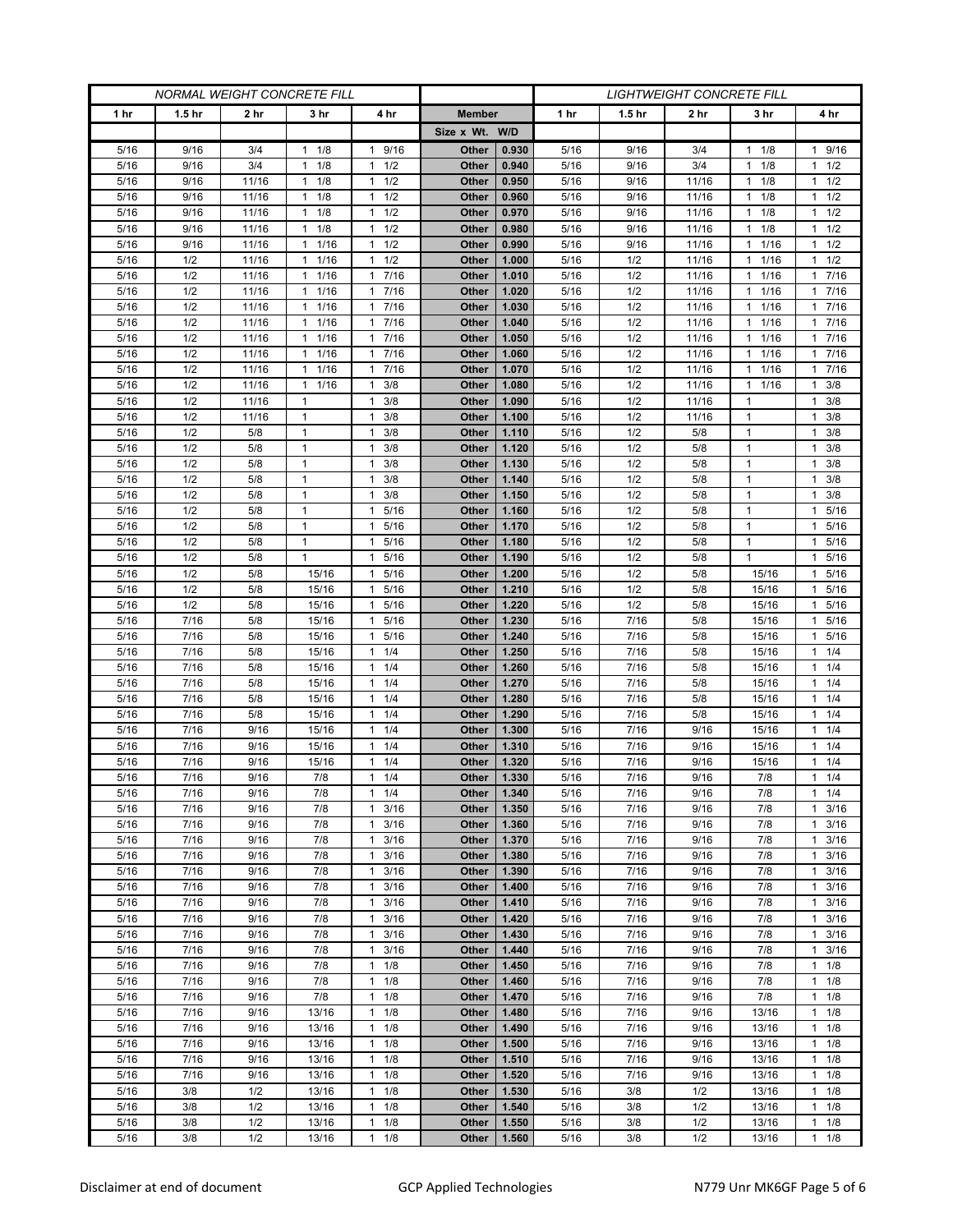| NORMAL WEIGHT CONCRETE FILL | | | | | | | LIGHTWEIGHT CONCRETE FILL | | | | |
|---|---|---|---|---|---|---|---|---|---|---|---|
| 1 hr | 1.5 hr | 2 hr | 3 hr | 4 hr | Member | | 1 hr | 1.5 hr | 2 hr | 3 hr | 4 hr |
| | | | | | Size x Wt. | W/D | | | | | |
| 5/16 | 9/16 | 3/4 | 1 1/8 | 1 9/16 | Other | 0.930 | 5/16 | 9/16 | 3/4 | 1 1/8 | 1 9/16 |
| 5/16 | 9/16 | 3/4 | 1 1/8 | 1 1/2 | Other | 0.940 | 5/16 | 9/16 | 3/4 | 1 1/8 | 1 1/2 |
| 5/16 | 9/16 | 11/16 | 1 1/8 | 1 1/2 | Other | 0.950 | 5/16 | 9/16 | 11/16 | 1 1/8 | 1 1/2 |
| 5/16 | 9/16 | 11/16 | 1 1/8 | 1 1/2 | Other | 0.960 | 5/16 | 9/16 | 11/16 | 1 1/8 | 1 1/2 |
| 5/16 | 9/16 | 11/16 | 1 1/8 | 1 1/2 | Other | 0.970 | 5/16 | 9/16 | 11/16 | 1 1/8 | 1 1/2 |
| 5/16 | 9/16 | 11/16 | 1 1/8 | 1 1/2 | Other | 0.980 | 5/16 | 9/16 | 11/16 | 1 1/8 | 1 1/2 |
| 5/16 | 9/16 | 11/16 | 1 1/16 | 1 1/2 | Other | 0.990 | 5/16 | 9/16 | 11/16 | 1 1/16 | 1 1/2 |
| 5/16 | 1/2 | 11/16 | 1 1/16 | 1 1/2 | Other | 1.000 | 5/16 | 1/2 | 11/16 | 1 1/16 | 1 1/2 |
| 5/16 | 1/2 | 11/16 | 1 1/16 | 1 7/16 | Other | 1.010 | 5/16 | 1/2 | 11/16 | 1 1/16 | 1 7/16 |
| 5/16 | 1/2 | 11/16 | 1 1/16 | 1 7/16 | Other | 1.020 | 5/16 | 1/2 | 11/16 | 1 1/16 | 1 7/16 |
| 5/16 | 1/2 | 11/16 | 1 1/16 | 1 7/16 | Other | 1.030 | 5/16 | 1/2 | 11/16 | 1 1/16 | 1 7/16 |
| 5/16 | 1/2 | 11/16 | 1 1/16 | 1 7/16 | Other | 1.040 | 5/16 | 1/2 | 11/16 | 1 1/16 | 1 7/16 |
| 5/16 | 1/2 | 11/16 | 1 1/16 | 1 7/16 | Other | 1.050 | 5/16 | 1/2 | 11/16 | 1 1/16 | 1 7/16 |
| 5/16 | 1/2 | 11/16 | 1 1/16 | 1 7/16 | Other | 1.060 | 5/16 | 1/2 | 11/16 | 1 1/16 | 1 7/16 |
| 5/16 | 1/2 | 11/16 | 1 1/16 | 1 7/16 | Other | 1.070 | 5/16 | 1/2 | 11/16 | 1 1/16 | 1 7/16 |
| 5/16 | 1/2 | 11/16 | 1 1/16 | 1 3/8 | Other | 1.080 | 5/16 | 1/2 | 11/16 | 1 1/16 | 1 3/8 |
| 5/16 | 1/2 | 11/16 | 1 | 1 3/8 | Other | 1.090 | 5/16 | 1/2 | 11/16 | 1 | 1 3/8 |
| 5/16 | 1/2 | 11/16 | 1 | 1 3/8 | Other | 1.100 | 5/16 | 1/2 | 11/16 | 1 | 1 3/8 |
| 5/16 | 1/2 | 5/8 | 1 | 1 3/8 | Other | 1.110 | 5/16 | 1/2 | 5/8 | 1 | 1 3/8 |
| 5/16 | 1/2 | 5/8 | 1 | 1 3/8 | Other | 1.120 | 5/16 | 1/2 | 5/8 | 1 | 1 3/8 |
| 5/16 | 1/2 | 5/8 | 1 | 1 3/8 | Other | 1.130 | 5/16 | 1/2 | 5/8 | 1 | 1 3/8 |
| 5/16 | 1/2 | 5/8 | 1 | 1 3/8 | Other | 1.140 | 5/16 | 1/2 | 5/8 | 1 | 1 3/8 |
| 5/16 | 1/2 | 5/8 | 1 | 1 3/8 | Other | 1.150 | 5/16 | 1/2 | 5/8 | 1 | 1 3/8 |
| 5/16 | 1/2 | 5/8 | 1 | 1 5/16 | Other | 1.160 | 5/16 | 1/2 | 5/8 | 1 | 1 5/16 |
| 5/16 | 1/2 | 5/8 | 1 | 1 5/16 | Other | 1.170 | 5/16 | 1/2 | 5/8 | 1 | 1 5/16 |
| 5/16 | 1/2 | 5/8 | 1 | 1 5/16 | Other | 1.180 | 5/16 | 1/2 | 5/8 | 1 | 1 5/16 |
| 5/16 | 1/2 | 5/8 | 1 | 1 5/16 | Other | 1.190 | 5/16 | 1/2 | 5/8 | 1 | 1 5/16 |
| 5/16 | 1/2 | 5/8 | 15/16 | 1 5/16 | Other | 1.200 | 5/16 | 1/2 | 5/8 | 15/16 | 1 5/16 |
| 5/16 | 1/2 | 5/8 | 15/16 | 1 5/16 | Other | 1.210 | 5/16 | 1/2 | 5/8 | 15/16 | 1 5/16 |
| 5/16 | 1/2 | 5/8 | 15/16 | 1 5/16 | Other | 1.220 | 5/16 | 1/2 | 5/8 | 15/16 | 1 5/16 |
| 5/16 | 7/16 | 5/8 | 15/16 | 1 5/16 | Other | 1.230 | 5/16 | 7/16 | 5/8 | 15/16 | 1 5/16 |
| 5/16 | 7/16 | 5/8 | 15/16 | 1 5/16 | Other | 1.240 | 5/16 | 7/16 | 5/8 | 15/16 | 1 5/16 |
| 5/16 | 7/16 | 5/8 | 15/16 | 1 1/4 | Other | 1.250 | 5/16 | 7/16 | 5/8 | 15/16 | 1 1/4 |
| 5/16 | 7/16 | 5/8 | 15/16 | 1 1/4 | Other | 1.260 | 5/16 | 7/16 | 5/8 | 15/16 | 1 1/4 |
| 5/16 | 7/16 | 5/8 | 15/16 | 1 1/4 | Other | 1.270 | 5/16 | 7/16 | 5/8 | 15/16 | 1 1/4 |
| 5/16 | 7/16 | 5/8 | 15/16 | 1 1/4 | Other | 1.280 | 5/16 | 7/16 | 5/8 | 15/16 | 1 1/4 |
| 5/16 | 7/16 | 5/8 | 15/16 | 1 1/4 | Other | 1.290 | 5/16 | 7/16 | 5/8 | 15/16 | 1 1/4 |
| 5/16 | 7/16 | 9/16 | 15/16 | 1 1/4 | Other | 1.300 | 5/16 | 7/16 | 9/16 | 15/16 | 1 1/4 |
| 5/16 | 7/16 | 9/16 | 15/16 | 1 1/4 | Other | 1.310 | 5/16 | 7/16 | 9/16 | 15/16 | 1 1/4 |
| 5/16 | 7/16 | 9/16 | 15/16 | 1 1/4 | Other | 1.320 | 5/16 | 7/16 | 9/16 | 15/16 | 1 1/4 |
| 5/16 | 7/16 | 9/16 | 7/8 | 1 1/4 | Other | 1.330 | 5/16 | 7/16 | 9/16 | 7/8 | 1 1/4 |
| 5/16 | 7/16 | 9/16 | 7/8 | 1 1/4 | Other | 1.340 | 5/16 | 7/16 | 9/16 | 7/8 | 1 1/4 |
| 5/16 | 7/16 | 9/16 | 7/8 | 1 3/16 | Other | 1.350 | 5/16 | 7/16 | 9/16 | 7/8 | 1 3/16 |
| 5/16 | 7/16 | 9/16 | 7/8 | 1 3/16 | Other | 1.360 | 5/16 | 7/16 | 9/16 | 7/8 | 1 3/16 |
| 5/16 | 7/16 | 9/16 | 7/8 | 1 3/16 | Other | 1.370 | 5/16 | 7/16 | 9/16 | 7/8 | 1 3/16 |
| 5/16 | 7/16 | 9/16 | 7/8 | 1 3/16 | Other | 1.380 | 5/16 | 7/16 | 9/16 | 7/8 | 1 3/16 |
| 5/16 | 7/16 | 9/16 | 7/8 | 1 3/16 | Other | 1.390 | 5/16 | 7/16 | 9/16 | 7/8 | 1 3/16 |
| 5/16 | 7/16 | 9/16 | 7/8 | 1 3/16 | Other | 1.400 | 5/16 | 7/16 | 9/16 | 7/8 | 1 3/16 |
| 5/16 | 7/16 | 9/16 | 7/8 | 1 3/16 | Other | 1.410 | 5/16 | 7/16 | 9/16 | 7/8 | 1 3/16 |
| 5/16 | 7/16 | 9/16 | 7/8 | 1 3/16 | Other | 1.420 | 5/16 | 7/16 | 9/16 | 7/8 | 1 3/16 |
| 5/16 | 7/16 | 9/16 | 7/8 | 1 3/16 | Other | 1.430 | 5/16 | 7/16 | 9/16 | 7/8 | 1 3/16 |
| 5/16 | 7/16 | 9/16 | 7/8 | 1 3/16 | Other | 1.440 | 5/16 | 7/16 | 9/16 | 7/8 | 1 3/16 |
| 5/16 | 7/16 | 9/16 | 7/8 | 1 1/8 | Other | 1.450 | 5/16 | 7/16 | 9/16 | 7/8 | 1 1/8 |
| 5/16 | 7/16 | 9/16 | 7/8 | 1 1/8 | Other | 1.460 | 5/16 | 7/16 | 9/16 | 7/8 | 1 1/8 |
| 5/16 | 7/16 | 9/16 | 7/8 | 1 1/8 | Other | 1.470 | 5/16 | 7/16 | 9/16 | 7/8 | 1 1/8 |
| 5/16 | 7/16 | 9/16 | 13/16 | 1 1/8 | Other | 1.480 | 5/16 | 7/16 | 9/16 | 13/16 | 1 1/8 |
| 5/16 | 7/16 | 9/16 | 13/16 | 1 1/8 | Other | 1.490 | 5/16 | 7/16 | 9/16 | 13/16 | 1 1/8 |
| 5/16 | 7/16 | 9/16 | 13/16 | 1 1/8 | Other | 1.500 | 5/16 | 7/16 | 9/16 | 13/16 | 1 1/8 |
| 5/16 | 7/16 | 9/16 | 13/16 | 1 1/8 | Other | 1.510 | 5/16 | 7/16 | 9/16 | 13/16 | 1 1/8 |
| 5/16 | 7/16 | 9/16 | 13/16 | 1 1/8 | Other | 1.520 | 5/16 | 7/16 | 9/16 | 13/16 | 1 1/8 |
| 5/16 | 3/8 | 1/2 | 13/16 | 1 1/8 | Other | 1.530 | 5/16 | 3/8 | 1/2 | 13/16 | 1 1/8 |
| 5/16 | 3/8 | 1/2 | 13/16 | 1 1/8 | Other | 1.540 | 5/16 | 3/8 | 1/2 | 13/16 | 1 1/8 |
| 5/16 | 3/8 | 1/2 | 13/16 | 1 1/8 | Other | 1.550 | 5/16 | 3/8 | 1/2 | 13/16 | 1 1/8 |
| 5/16 | 3/8 | 1/2 | 13/16 | 1 1/8 | Other | 1.560 | 5/16 | 3/8 | 1/2 | 13/16 | 1 1/8 |

Disclaimer at end of document GCP Applied Technologies N779 Unr MK6GF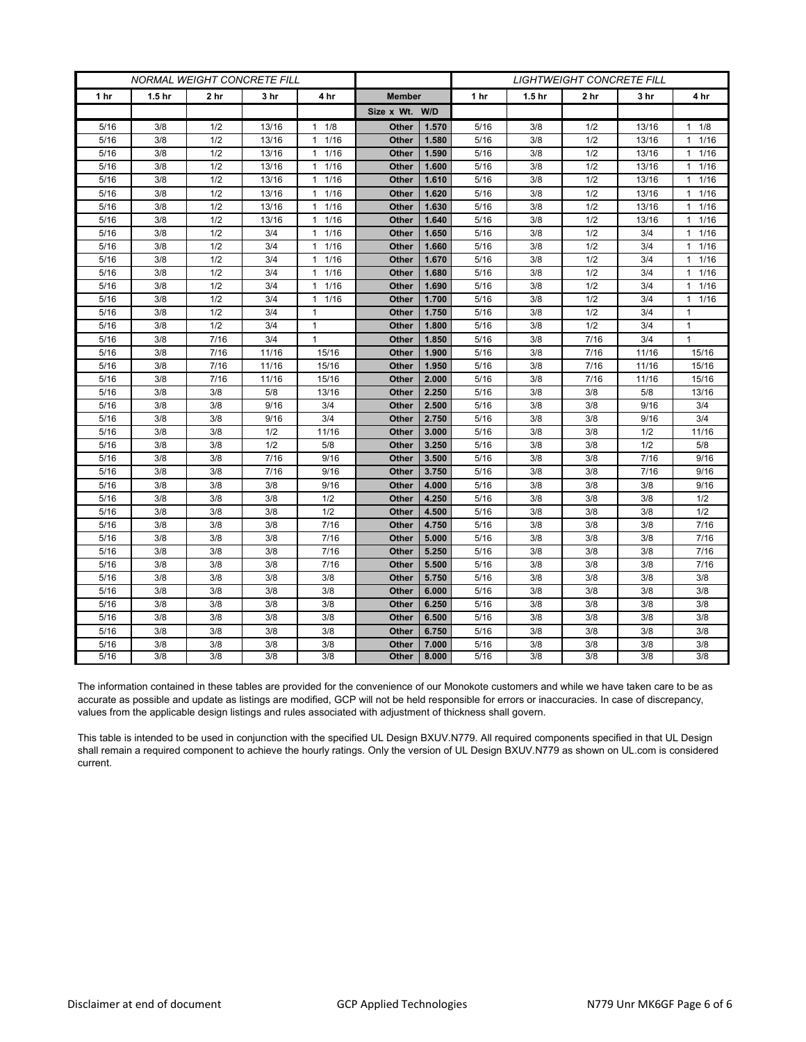| NORMAL WEIGHT CONCRETE FILL | | | | | | | LIGHTWEIGHT CONCRETE FILL | | | | |
|---|---|---|---|---|---|---|---|---|---|---|---|
| 1 hr | 1.5 hr | 2 hr | 3 hr | 4 hr | Member | | 1 hr | 1.5 hr | 2 hr | 3 hr | 4 hr |
| | | | | | Size x Wt. | W/D | | | | | |
| 5/16 | 3/8 | 1/2 | 13/16 | 1 1/8 | Other | 1.570 | 5/16 | 3/8 | 1/2 | 13/16 | 1 1/8 |
| 5/16 | 3/8 | 1/2 | 13/16 | 1 1/16 | Other | 1.580 | 5/16 | 3/8 | 1/2 | 13/16 | 1 1/16 |
| 5/16 | 3/8 | 1/2 | 13/16 | 1 1/16 | Other | 1.590 | 5/16 | 3/8 | 1/2 | 13/16 | 1 1/16 |
| 5/16 | 3/8 | 1/2 | 13/16 | 1 1/16 | Other | 1.600 | 5/16 | 3/8 | 1/2 | 13/16 | 1 1/16 |
| 5/16 | 3/8 | 1/2 | 13/16 | 1 1/16 | Other | 1.610 | 5/16 | 3/8 | 1/2 | 13/16 | 1 1/16 |
| 5/16 | 3/8 | 1/2 | 13/16 | 1 1/16 | Other | 1.620 | 5/16 | 3/8 | 1/2 | 13/16 | 1 1/16 |
| 5/16 | 3/8 | 1/2 | 13/16 | 1 1/16 | Other | 1.630 | 5/16 | 3/8 | 1/2 | 13/16 | 1 1/16 |
| 5/16 | 3/8 | 1/2 | 13/16 | 1 1/16 | Other | 1.640 | 5/16 | 3/8 | 1/2 | 13/16 | 1 1/16 |
| 5/16 | 3/8 | 1/2 | 3/4 | 1 1/16 | Other | 1.650 | 5/16 | 3/8 | 1/2 | 3/4 | 1 1/16 |
| 5/16 | 3/8 | 1/2 | 3/4 | 1 1/16 | Other | 1.660 | 5/16 | 3/8 | 1/2 | 3/4 | 1 1/16 |
| 5/16 | 3/8 | 1/2 | 3/4 | 1 1/16 | Other | 1.670 | 5/16 | 3/8 | 1/2 | 3/4 | 1 1/16 |
| 5/16 | 3/8 | 1/2 | 3/4 | 1 1/16 | Other | 1.680 | 5/16 | 3/8 | 1/2 | 3/4 | 1 1/16 |
| 5/16 | 3/8 | 1/2 | 3/4 | 1 1/16 | Other | 1.690 | 5/16 | 3/8 | 1/2 | 3/4 | 1 1/16 |
| 5/16 | 3/8 | 1/2 | 3/4 | 1 1/16 | Other | 1.700 | 5/16 | 3/8 | 1/2 | 3/4 | 1 1/16 |
| 5/16 | 3/8 | 1/2 | 3/4 | 1 | Other | 1.750 | 5/16 | 3/8 | 1/2 | 3/4 | 1 |
| 5/16 | 3/8 | 1/2 | 3/4 | 1 | Other | 1.800 | 5/16 | 3/8 | 1/2 | 3/4 | 1 |
| 5/16 | 3/8 | 7/16 | 3/4 | 1 | Other | 1.850 | 5/16 | 3/8 | 7/16 | 3/4 | 1 |
| 5/16 | 3/8 | 7/16 | 11/16 | 15/16 | Other | 1.900 | 5/16 | 3/8 | 7/16 | 11/16 | 15/16 |
| 5/16 | 3/8 | 7/16 | 11/16 | 15/16 | Other | 1.950 | 5/16 | 3/8 | 7/16 | 11/16 | 15/16 |
| 5/16 | 3/8 | 7/16 | 11/16 | 15/16 | Other | 2.000 | 5/16 | 3/8 | 7/16 | 11/16 | 15/16 |
| 5/16 | 3/8 | 3/8 | 5/8 | 13/16 | Other | 2.250 | 5/16 | 3/8 | 3/8 | 5/8 | 13/16 |
| 5/16 | 3/8 | 3/8 | 9/16 | 3/4 | Other | 2.500 | 5/16 | 3/8 | 3/8 | 9/16 | 3/4 |
| 5/16 | 3/8 | 3/8 | 9/16 | 3/4 | Other | 2.750 | 5/16 | 3/8 | 3/8 | 9/16 | 3/4 |
| 5/16 | 3/8 | 3/8 | 1/2 | 11/16 | Other | 3.000 | 5/16 | 3/8 | 3/8 | 1/2 | 11/16 |
| 5/16 | 3/8 | 3/8 | 1/2 | 5/8 | Other | 3.250 | 5/16 | 3/8 | 3/8 | 1/2 | 5/8 |
| 5/16 | 3/8 | 3/8 | 7/16 | 9/16 | Other | 3.500 | 5/16 | 3/8 | 3/8 | 7/16 | 9/16 |
| 5/16 | 3/8 | 3/8 | 7/16 | 9/16 | Other | 3.750 | 5/16 | 3/8 | 3/8 | 7/16 | 9/16 |
| 5/16 | 3/8 | 3/8 | 3/8 | 9/16 | Other | 4.000 | 5/16 | 3/8 | 3/8 | 3/8 | 9/16 |
| 5/16 | 3/8 | 3/8 | 3/8 | 1/2 | Other | 4.250 | 5/16 | 3/8 | 3/8 | 3/8 | 1/2 |
| 5/16 | 3/8 | 3/8 | 3/8 | 1/2 | Other | 4.500 | 5/16 | 3/8 | 3/8 | 3/8 | 1/2 |
| 5/16 | 3/8 | 3/8 | 3/8 | 7/16 | Other | 4.750 | 5/16 | 3/8 | 3/8 | 3/8 | 7/16 |
| 5/16 | 3/8 | 3/8 | 3/8 | 7/16 | Other | 5.000 | 5/16 | 3/8 | 3/8 | 3/8 | 7/16 |
| 5/16 | 3/8 | 3/8 | 3/8 | 7/16 | Other | 5.250 | 5/16 | 3/8 | 3/8 | 3/8 | 7/16 |
| 5/16 | 3/8 | 3/8 | 3/8 | 7/16 | Other | 5.500 | 5/16 | 3/8 | 3/8 | 3/8 | 7/16 |
| 5/16 | 3/8 | 3/8 | 3/8 | 3/8 | Other | 5.750 | 5/16 | 3/8 | 3/8 | 3/8 | 3/8 |
| 5/16 | 3/8 | 3/8 | 3/8 | 3/8 | Other | 6.000 | 5/16 | 3/8 | 3/8 | 3/8 | 3/8 |
| 5/16 | 3/8 | 3/8 | 3/8 | 3/8 | Other | 6.250 | 5/16 | 3/8 | 3/8 | 3/8 | 3/8 |
| 5/16 | 3/8 | 3/8 | 3/8 | 3/8 | Other | 6.500 | 5/16 | 3/8 | 3/8 | 3/8 | 3/8 |
| 5/16 | 3/8 | 3/8 | 3/8 | 3/8 | Other | 6.750 | 5/16 | 3/8 | 3/8 | 3/8 | 3/8 |
| 5/16 | 3/8 | 3/8 | 3/8 | 3/8 | Other | 7.000 | 5/16 | 3/8 | 3/8 | 3/8 | 3/8 |
| 5/16 | 3/8 | 3/8 | 3/8 | 3/8 | Other | 8.000 | 5/16 | 3/8 | 3/8 | 3/8 | 3/8 |

The information contained in these tables are provided for the convenience of our Monokote customers and while we have taken care to be as accurate as possible and update as listings are modified, GCP will not be held responsible for errors or inaccuracies. In case of discrepancy, values from the applicable design listings and rules associated with adjustment of thickness shall govern.

This table is intended to be used in conjunction with the specified UL Design BXUV.N779. All required components specified in that UL Design shall remain a required component to achieve the hourly ratings. Only the version of UL Design BXUV.N779 as shown on UL.com is considered current.